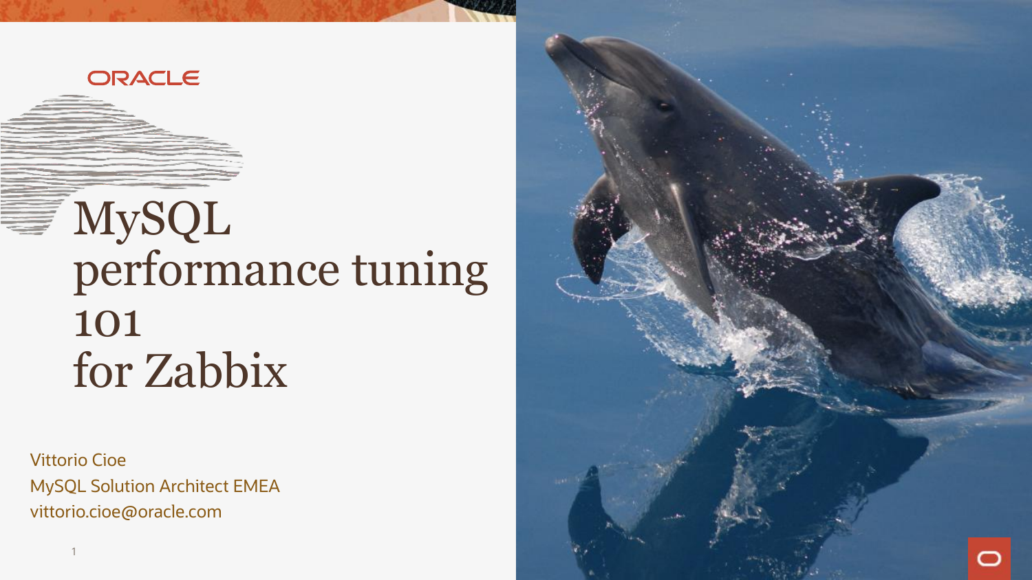ORACLE

# MySQL performance tuning 101 for Zabbix

Vittorio Cioe
MySQL Solution Architect EMEA
vittorio.cioe@oracle.com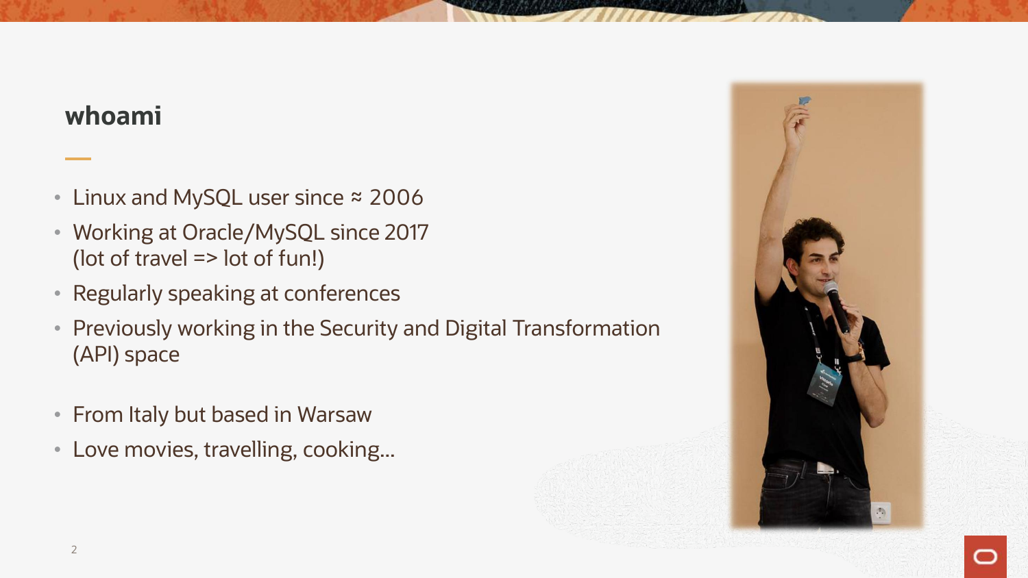## whoami

- Linux and MySQL user since ≈ 2006
- Working at Oracle/MySQL since 2017 (lot of travel => lot of fun!)
- Regularly speaking at conferences
- Previously working in the Security and Digital Transformation (API) space

- From Italy but based in Warsaw
- Love movies, travelling, cooking...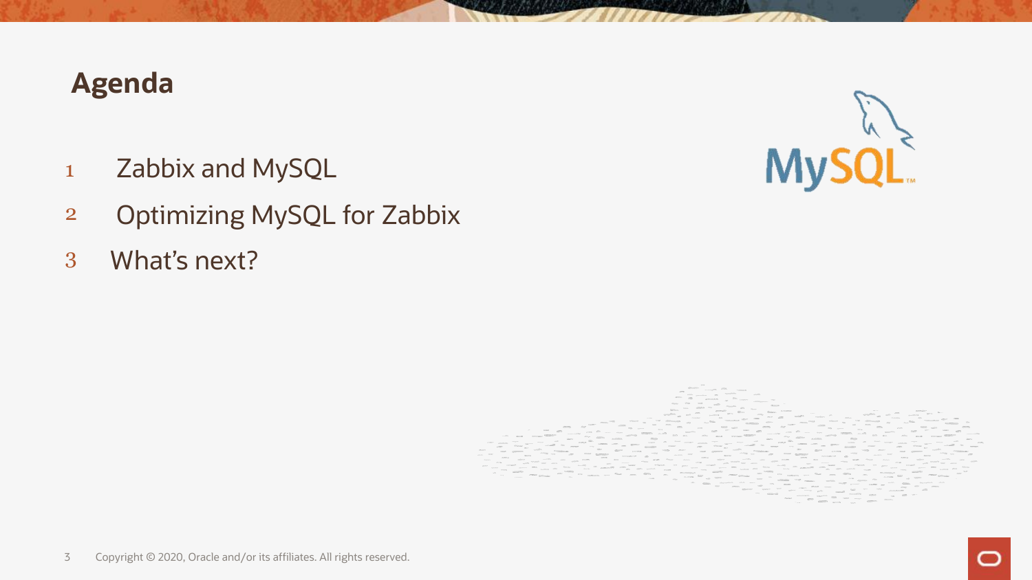# Agenda

1. Zabbix and MySQL
2. Optimizing MySQL for Zabbix
3. What's next?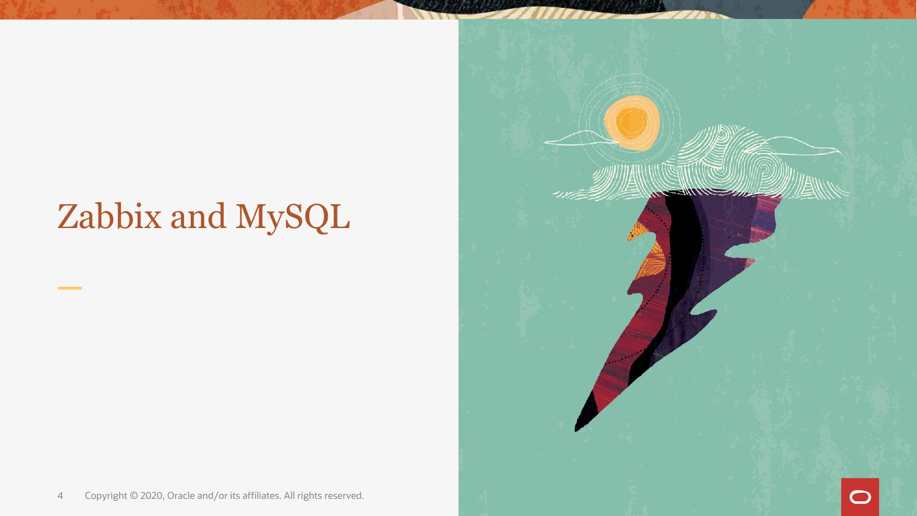# Zabbix and MySQL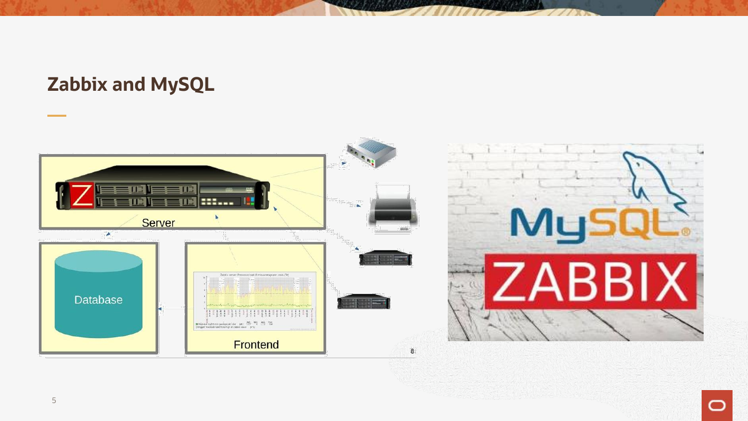# Zabbix and MySQL

Server

Database

Frontend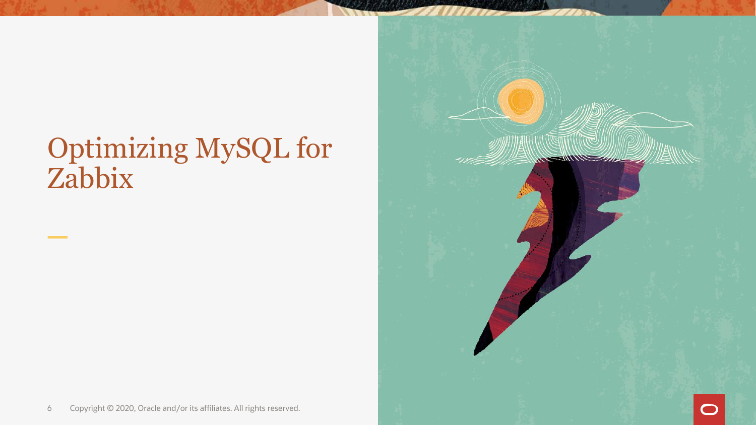# Optimizing MySQL for Zabbix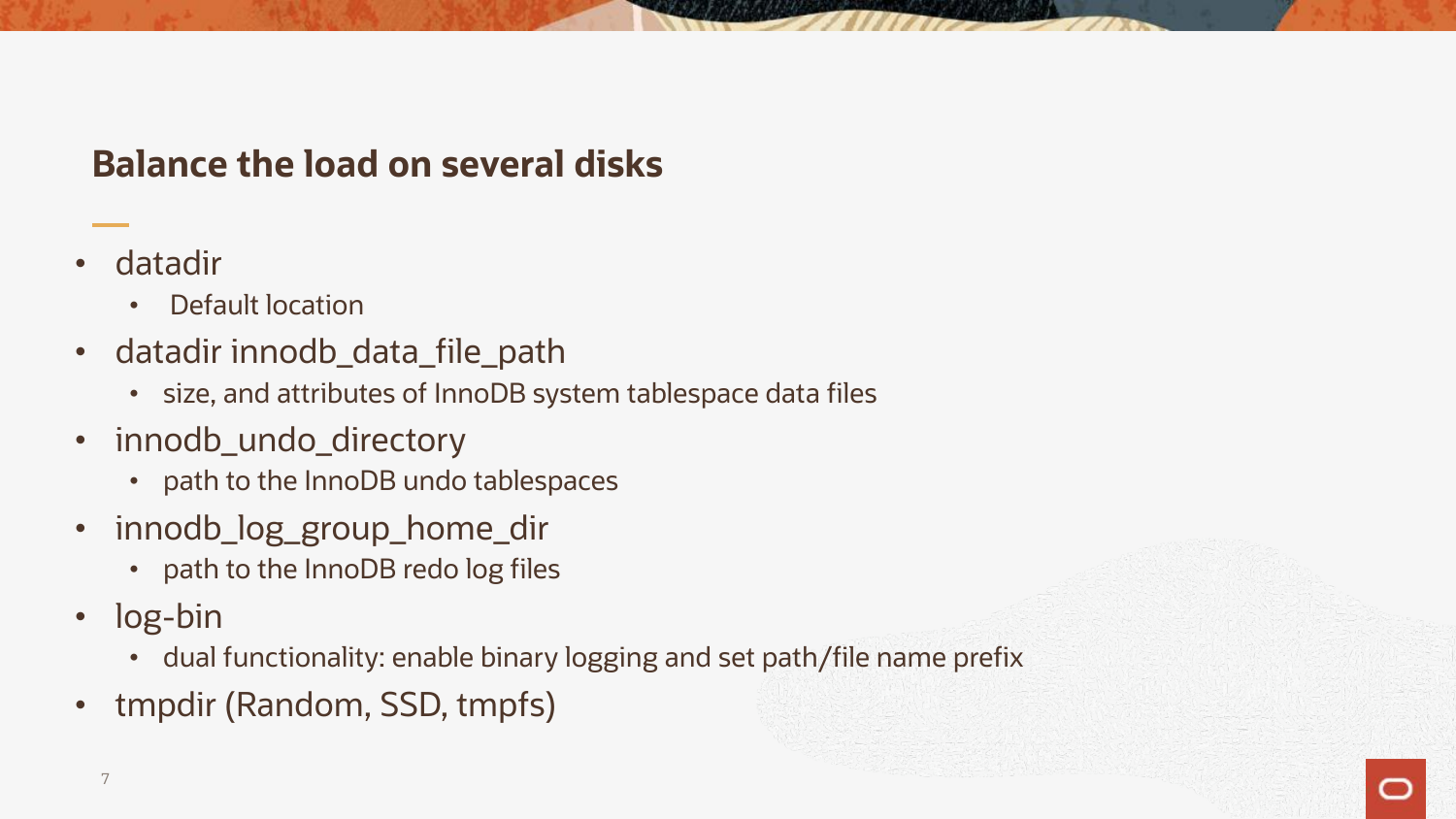## Balance the load on several disks

- datadir
  - Default location
- datadir innodb_data_file_path
  - size, and attributes of InnoDB system tablespace data files
- innodb_undo_directory
  - path to the InnoDB undo tablespaces
- innodb_log_group_home_dir
  - path to the InnoDB redo log files
- log-bin
  - dual functionality: enable binary logging and set path/file name prefix
- tmpdir (Random, SSD, tmpfs)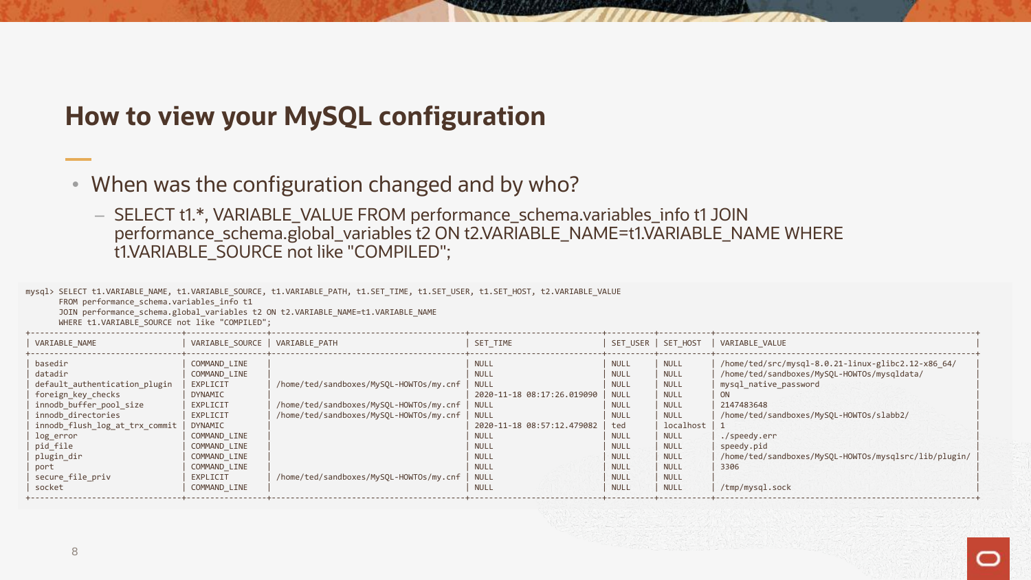# How to view your MySQL configuration

- When was the configuration changed and by who?
  - SELECT t1.*, VARIABLE_VALUE FROM performance_schema.variables_info t1 JOIN performance_schema.global_variables t2 ON t2.VARIABLE_NAME=t1.VARIABLE_NAME WHERE t1.VARIABLE_SOURCE not like "COMPILED";

```
mysql> SELECT t1.VARIABLE_NAME, t1.VARIABLE_SOURCE, t1.VARIABLE_PATH, t1.SET_TIME, t1.SET_USER, t1.SET_HOST, t2.VARIABLE_VALUE
       FROM performance_schema.variables_info t1
       JOIN performance_schema.global_variables t2 ON t2.VARIABLE_NAME=t1.VARIABLE_NAME
       WHERE t1.VARIABLE_SOURCE not like "COMPILED";
+------------------------------+-----------------+---------------------------------------+----------------------------+----------+-----------+---------------------------------------------------+
| VARIABLE_NAME                | VARIABLE_SOURCE | VARIABLE_PATH                         | SET_TIME                   | SET_USER | SET_HOST  | VARIABLE_VALUE                                    |
+------------------------------+-----------------+---------------------------------------+----------------------------+----------+-----------+---------------------------------------------------+
| basedir                      | COMMAND_LINE    |                                       | NULL                       | NULL     | NULL      | /home/ted/src/mysql-8.0.21-linux-glibc2.12-x86_64/ |
| datadir                      | COMMAND_LINE    |                                       | NULL                       | NULL     | NULL      | /home/ted/sandboxes/MySQL-HOWTOs/mysqldata/       |
| default_authentication_plugin| EXPLICIT        | /home/ted/sandboxes/MySQL-HOWTOs/my.cnf | NULL                     | NULL     | NULL      | mysql_native_password                             |
| foreign_key_checks           | DYNAMIC         |                                       | 2020-11-18 08:17:26.019090 | NULL     | NULL      | ON                                                |
| innodb_buffer_pool_size      | EXPLICIT        | /home/ted/sandboxes/MySQL-HOWTOs/my.cnf | NULL                     | NULL     | NULL      | 2147483648                                        |
| innodb_directories           | EXPLICIT        | /home/ted/sandboxes/MySQL-HOWTOs/my.cnf | NULL                     | NULL     | NULL      | /home/ted/sandboxes/MySQL-HOWTOs/slabb2/          |
| innodb_flush_log_at_trx_commit | DYNAMIC       |                                       | 2020-11-18 08:57:12.479082 | ted      | localhost | 1                                                 |
| log_error                    | COMMAND_LINE    |                                       | NULL                       | NULL     | NULL      | ./speedy.err                                      |
| pid_file                     | COMMAND_LINE    |                                       | NULL                       | NULL     | NULL      | speedy.pid                                        |
| plugin_dir                   | COMMAND_LINE    |                                       | NULL                       | NULL     | NULL      | /home/ted/sandboxes/MySQL-HOWTOs/mysqlsrc/lib/plugin/ |
| port                         | COMMAND_LINE    |                                       | NULL                       | NULL     | NULL      | 3306                                              |
| secure_file_priv             | EXPLICIT        | /home/ted/sandboxes/MySQL-HOWTOs/my.cnf | NULL                     | NULL     | NULL      |                                                   |
| socket                       | COMMAND_LINE    |                                       | NULL                       | NULL     | NULL      | /tmp/mysql.sock                                   |
+------------------------------+-----------------+---------------------------------------+----------------------------+----------+-----------+---------------------------------------------------+
```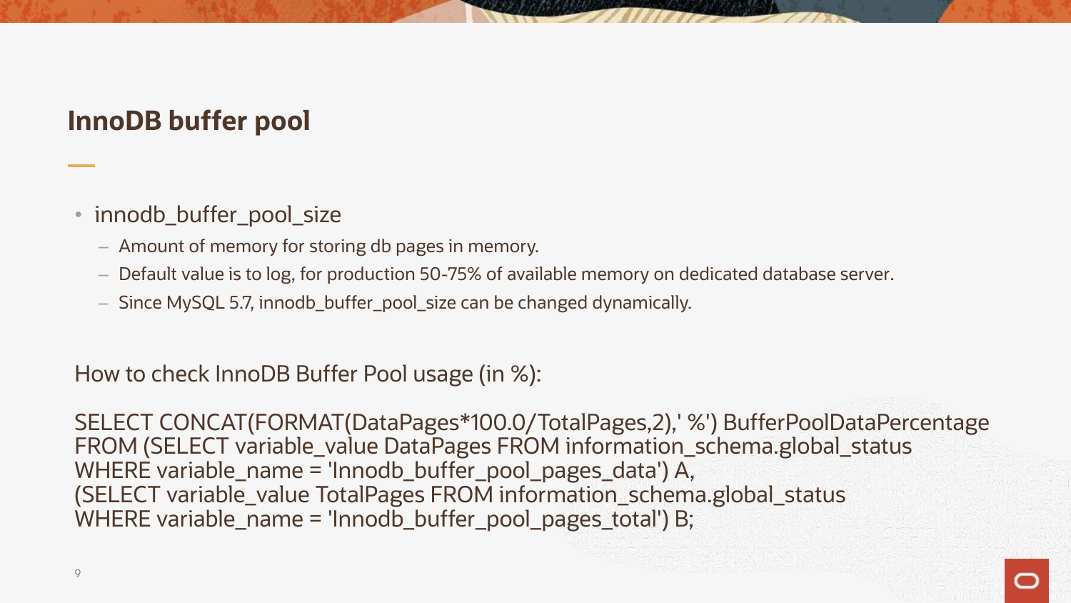# InnoDB buffer pool

- innodb_buffer_pool_size
  - Amount of memory for storing db pages in memory.
  - Default value is to log, for production 50-75% of available memory on dedicated database server.
  - Since MySQL 5.7, innodb_buffer_pool_size can be changed dynamically.

How to check InnoDB Buffer Pool usage (in %):

```
SELECT CONCAT(FORMAT(DataPages*100.0/TotalPages,2),' %') BufferPoolDataPercentage
FROM (SELECT variable_value DataPages FROM information_schema.global_status
WHERE variable_name = 'Innodb_buffer_pool_pages_data') A,
(SELECT variable_value TotalPages FROM information_schema.global_status
WHERE variable_name = 'Innodb_buffer_pool_pages_total') B;
```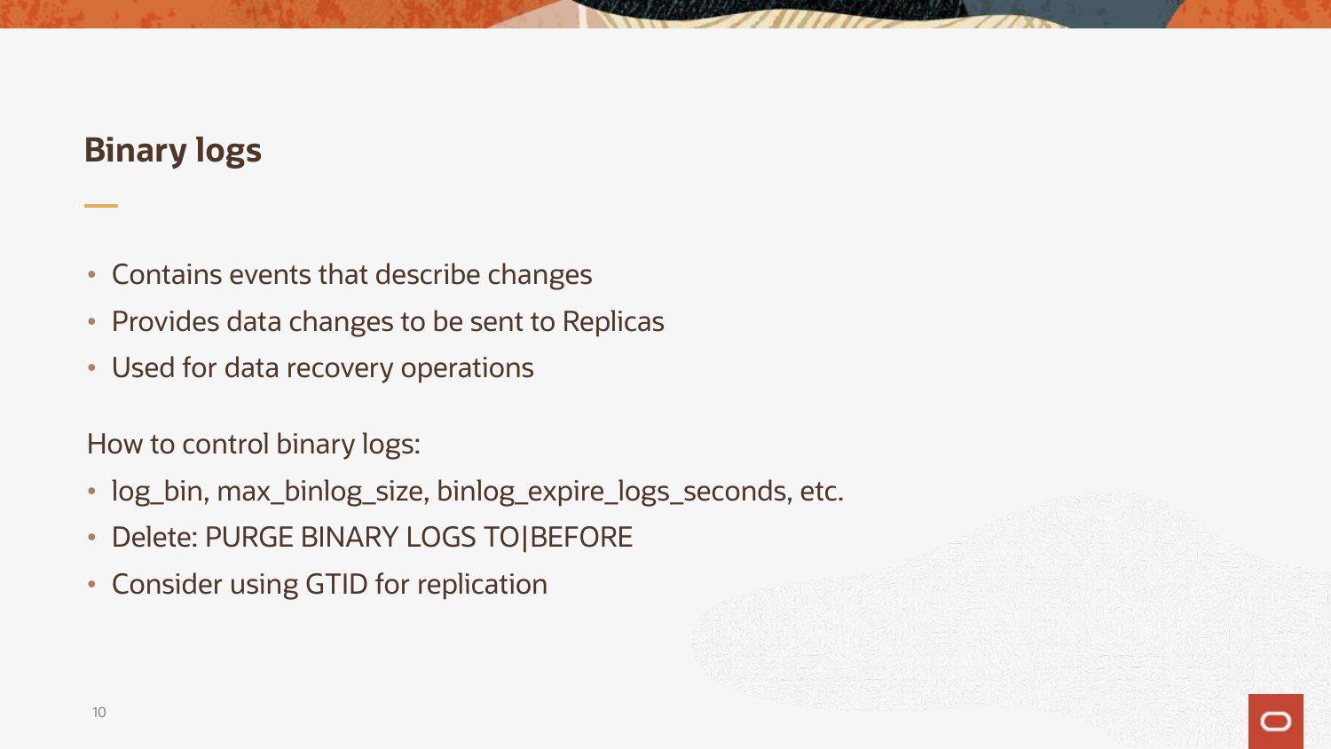# Binary logs

- Contains events that describe changes
- Provides data changes to be sent to Replicas
- Used for data recovery operations

How to control binary logs:

- log_bin, max_binlog_size, binlog_expire_logs_seconds, etc.
- Delete: PURGE BINARY LOGS TO|BEFORE
- Consider using GTID for replication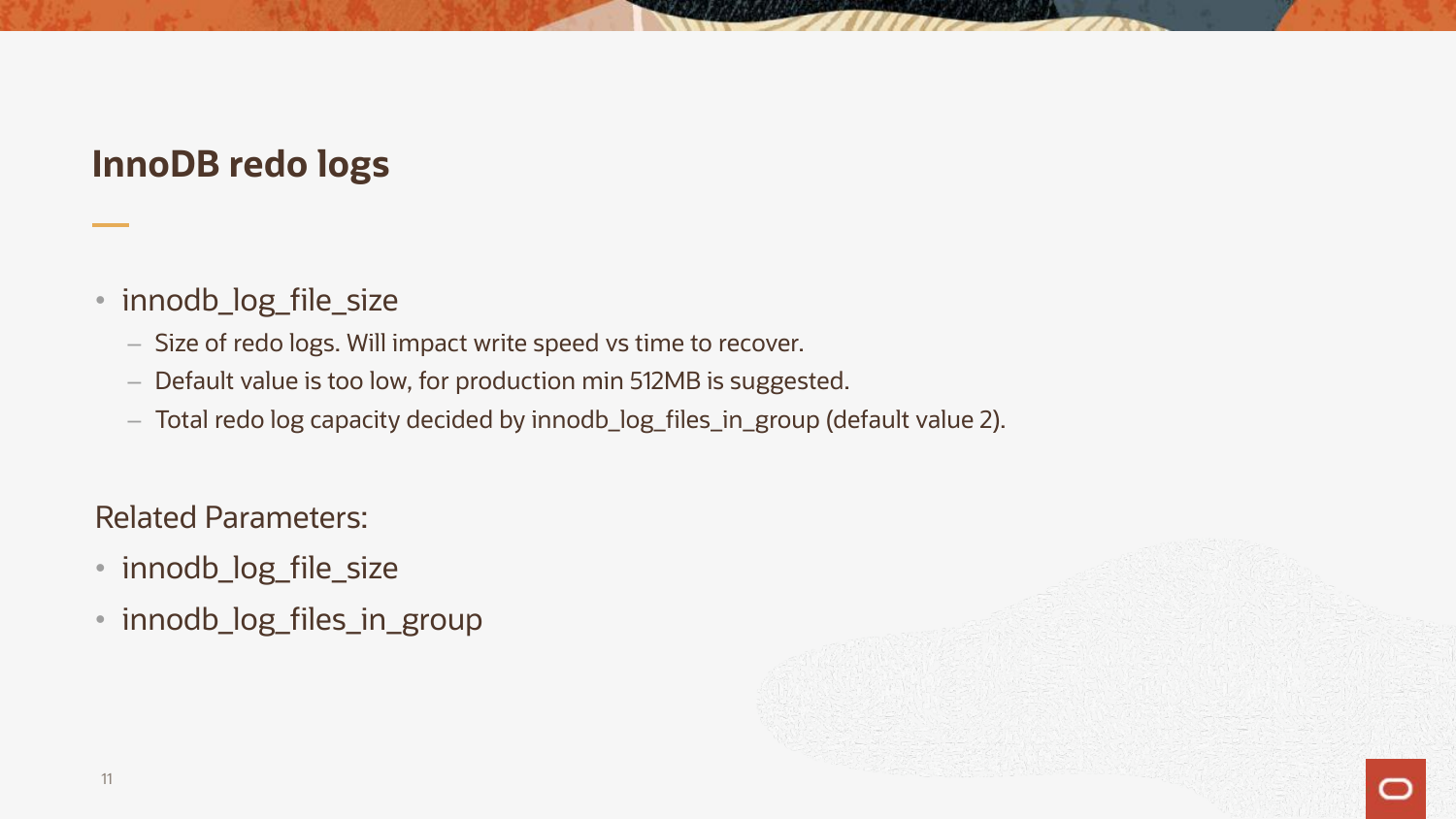# InnoDB redo logs

- innodb_log_file_size
  - Size of redo logs. Will impact write speed vs time to recover.
  - Default value is too low, for production min 512MB is suggested.
  - Total redo log capacity decided by innodb_log_files_in_group (default value 2).

Related Parameters:

- innodb_log_file_size
- innodb_log_files_in_group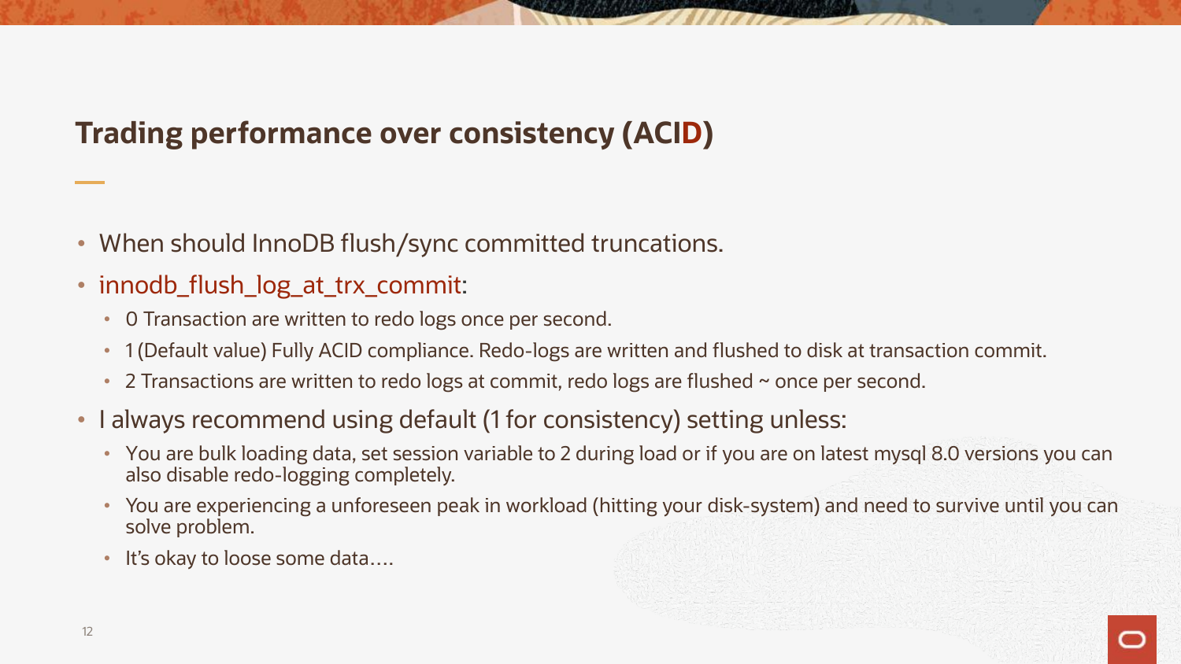# Trading performance over consistency (ACID)

- When should InnoDB flush/sync committed truncations.
- innodb_flush_log_at_trx_commit:
  - 0 Transaction are written to redo logs once per second.
  - 1 (Default value) Fully ACID compliance. Redo-logs are written and flushed to disk at transaction commit.
  - 2 Transactions are written to redo logs at commit, redo logs are flushed ~ once per second.
- I always recommend using default (1 for consistency) setting unless:
  - You are bulk loading data, set session variable to 2 during load or if you are on latest mysql 8.0 versions you can also disable redo-logging completely.
  - You are experiencing a unforeseen peak in workload (hitting your disk-system) and need to survive until you can solve problem.
  - It's okay to loose some data….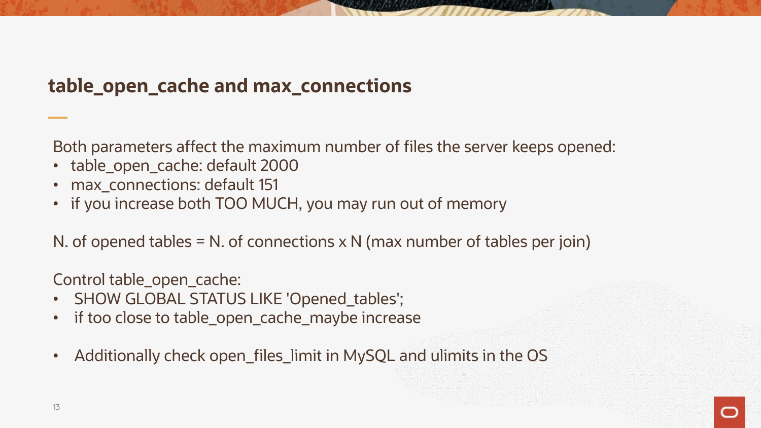## table_open_cache and max_connections

Both parameters affect the maximum number of files the server keeps opened:

- table_open_cache: default 2000
- max_connections: default 151
- if you increase both TOO MUCH, you may run out of memory

N. of opened tables = N. of connections x N (max number of tables per join)

Control table_open_cache:

- SHOW GLOBAL STATUS LIKE 'Opened_tables';
- if too close to table_open_cache_maybe increase

- Additionally check open_files_limit in MySQL and ulimits in the OS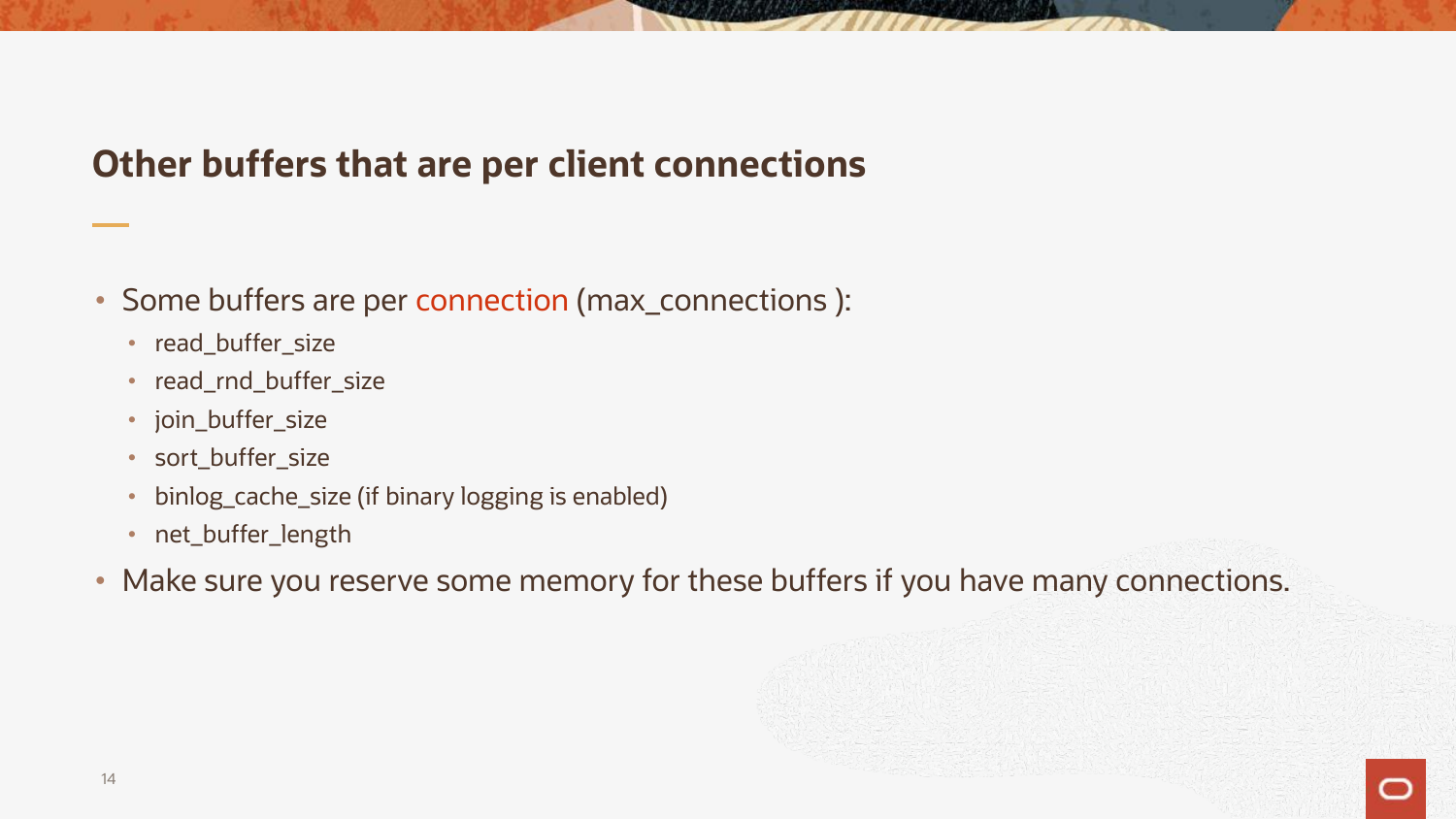# Other buffers that are per client connections

- Some buffers are per connection (max_connections ):
  - read_buffer_size
  - read_rnd_buffer_size
  - join_buffer_size
  - sort_buffer_size
  - binlog_cache_size (if binary logging is enabled)
  - net_buffer_length
- Make sure you reserve some memory for these buffers if you have many connections.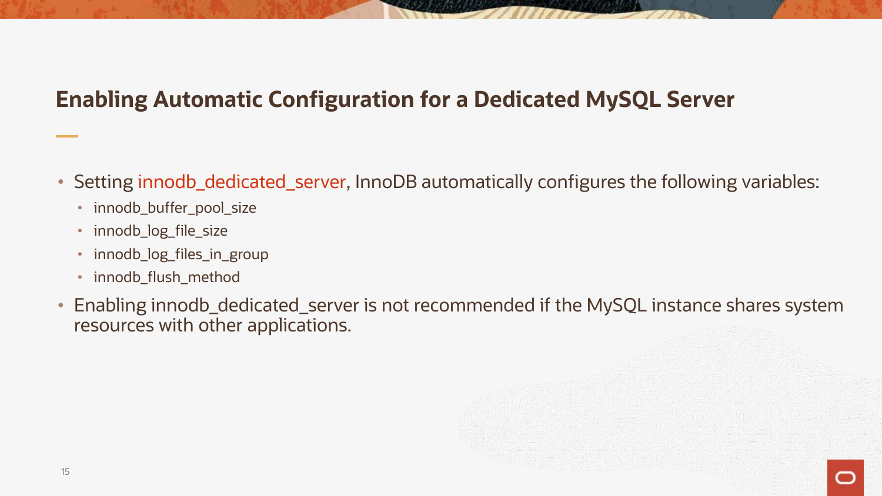## Enabling Automatic Configuration for a Dedicated MySQL Server

- Setting innodb_dedicated_server, InnoDB automatically configures the following variables:
  - innodb_buffer_pool_size
  - innodb_log_file_size
  - innodb_log_files_in_group
  - innodb_flush_method
- Enabling innodb_dedicated_server is not recommended if the MySQL instance shares system resources with other applications.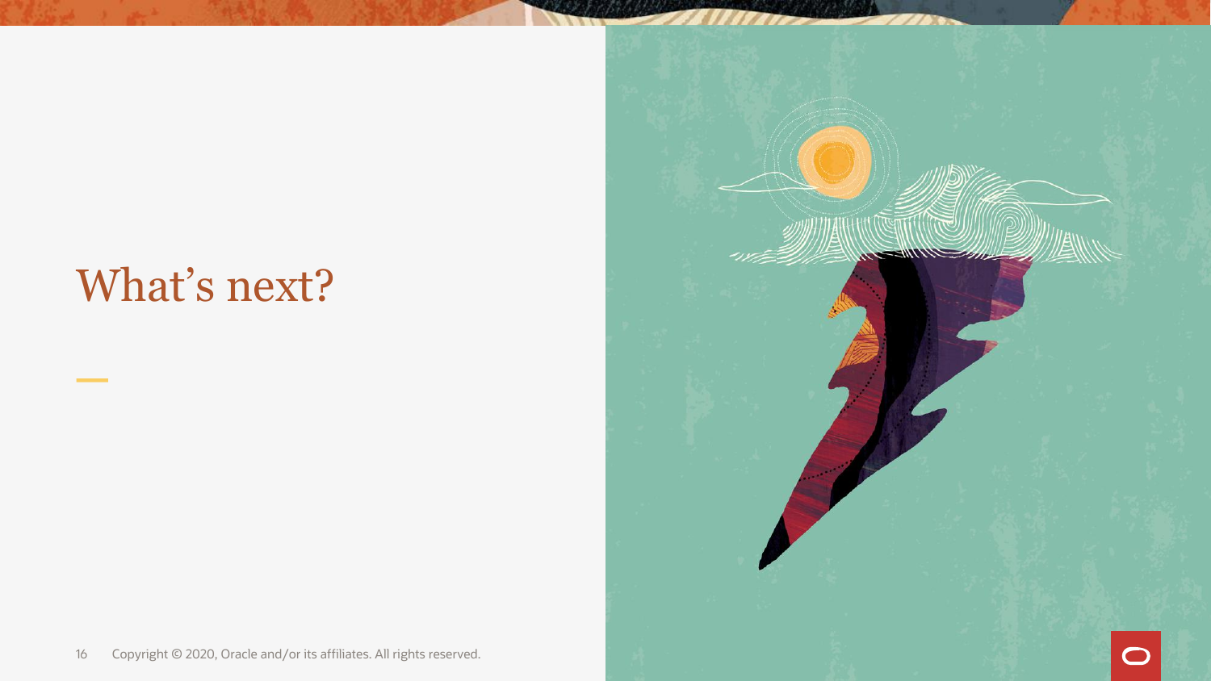# What's next?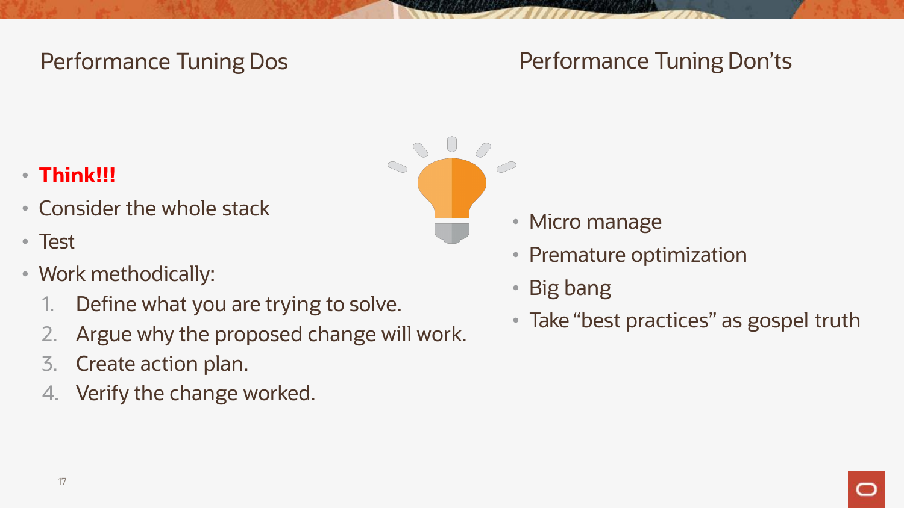## Performance Tuning Dos

- **Think!!!**
- Consider the whole stack
- Test
- Work methodically:
  1. Define what you are trying to solve.
  2. Argue why the proposed change will work.
  3. Create action plan.
  4. Verify the change worked.

## Performance Tuning Don'ts

- Micro manage
- Premature optimization
- Big bang
- Take "best practices" as gospel truth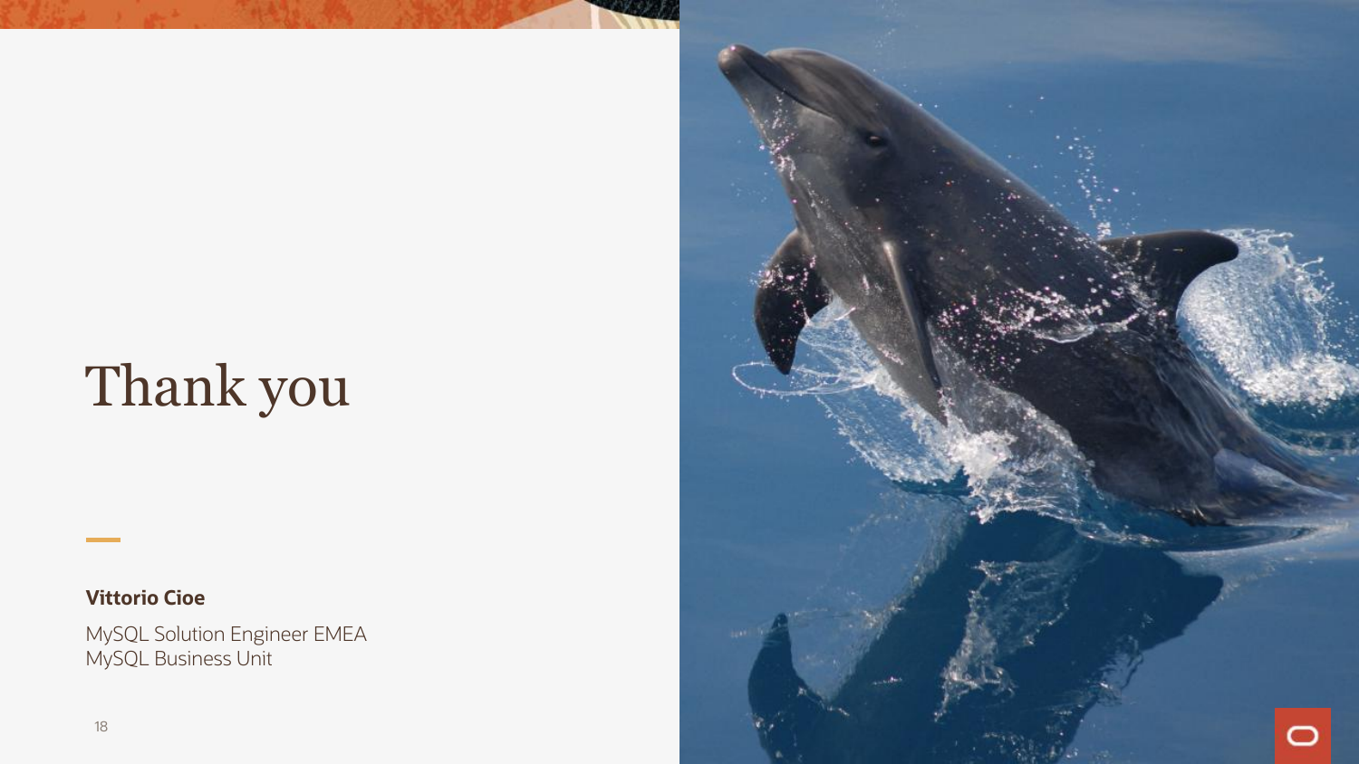# Thank you

**Vittorio Cioe**

MySQL Solution Engineer EMEA
MySQL Business Unit